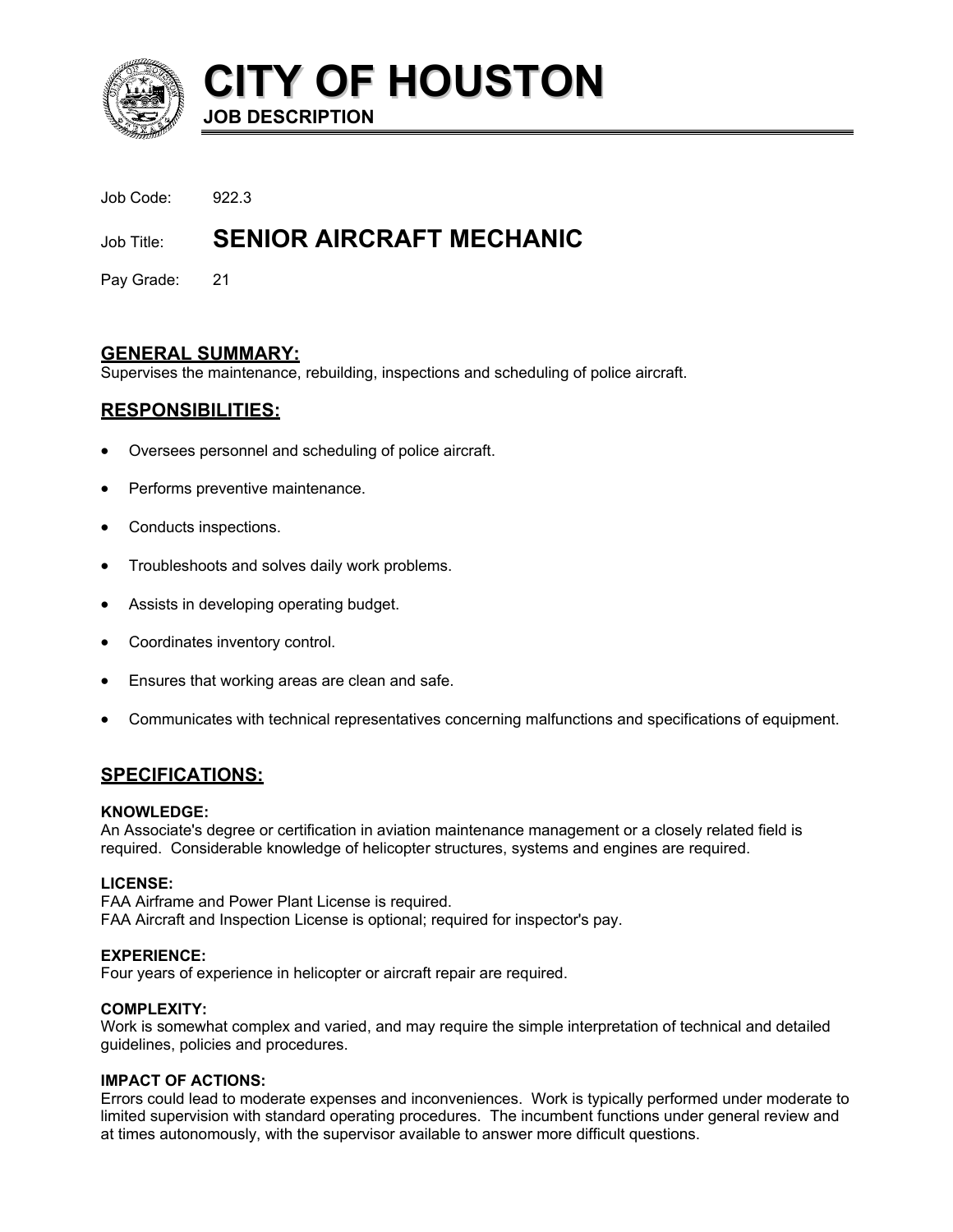# CITY OF HOUSTON

**JOB DESCRIPTION**

Job Code: 922.3

Job Title: **SENIOR AIRCRAFT MECHANIC**

Pay Grade: 21

## GENERAL SUMMARY:

Supervises the maintenance, rebuilding, inspections and scheduling of police aircraft.

## RESPONSIBILITIES:

- Oversees personnel and scheduling of police aircraft.
- Performs preventive maintenance.
- Conducts inspections.
- Troubleshoots and solves daily work problems.
- Assists in developing operating budget.
- Coordinates inventory control.
- Ensures that working areas are clean and safe.
- Communicates with technical representatives concerning malfunctions and specifications of equipment.

## SPECIFICATIONS:

**KNOWLEDGE:**
An Associate's degree or certification in aviation maintenance management or a closely related field is required. Considerable knowledge of helicopter structures, systems and engines are required.

**LICENSE:**
FAA Airframe and Power Plant License is required.
FAA Aircraft and Inspection License is optional; required for inspector's pay.

**EXPERIENCE:**
Four years of experience in helicopter or aircraft repair are required.

**COMPLEXITY:**
Work is somewhat complex and varied, and may require the simple interpretation of technical and detailed guidelines, policies and procedures.

**IMPACT OF ACTIONS:**
Errors could lead to moderate expenses and inconveniences. Work is typically performed under moderate to limited supervision with standard operating procedures. The incumbent functions under general review and at times autonomously, with the supervisor available to answer more difficult questions.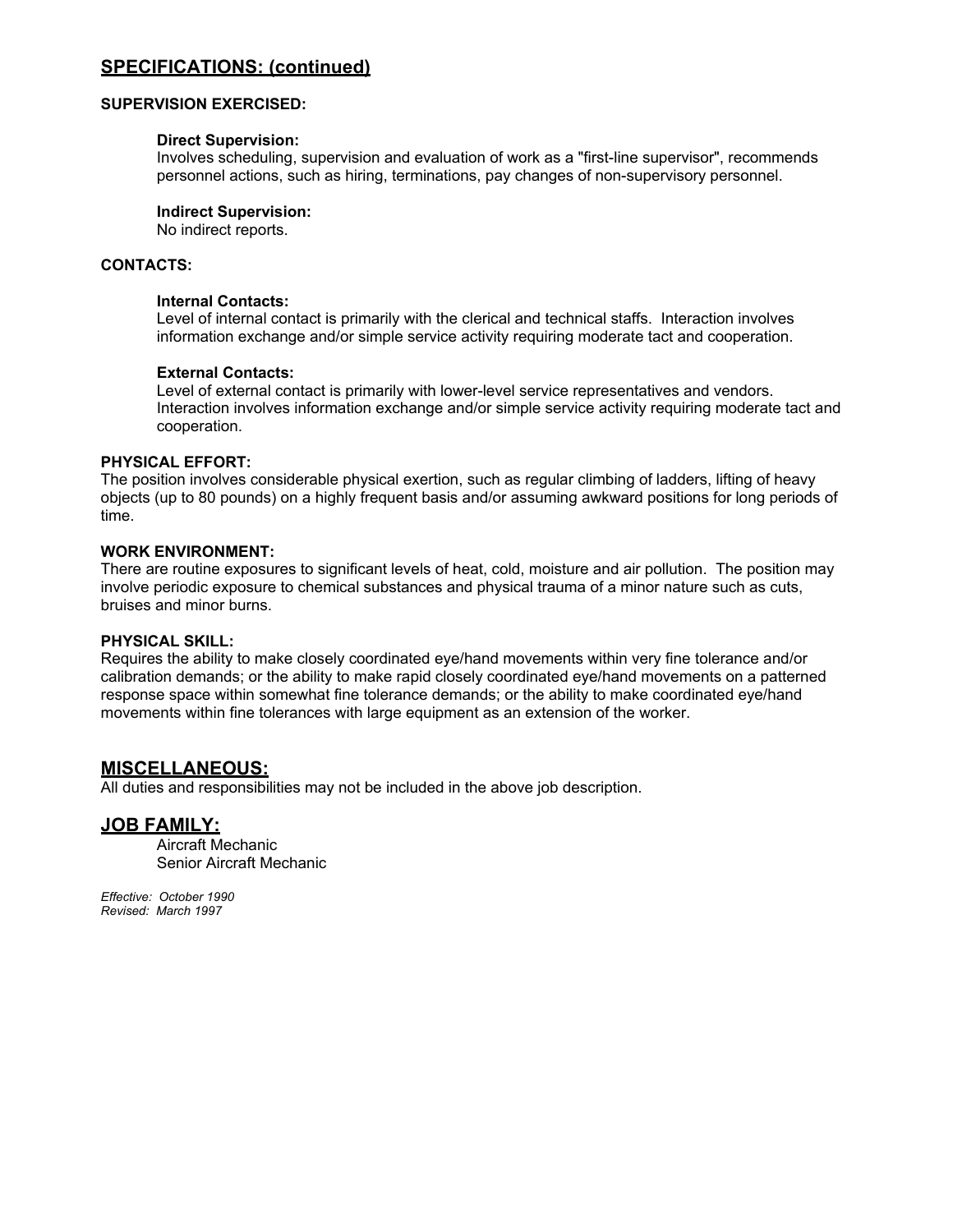## SPECIFICATIONS: (continued)

### SUPERVISION EXERCISED:

**Direct Supervision:**
Involves scheduling, supervision and evaluation of work as a "first-line supervisor", recommends personnel actions, such as hiring, terminations, pay changes of non-supervisory personnel.

**Indirect Supervision:**
No indirect reports.

### CONTACTS:

**Internal Contacts:**
Level of internal contact is primarily with the clerical and technical staffs. Interaction involves information exchange and/or simple service activity requiring moderate tact and cooperation.

**External Contacts:**
Level of external contact is primarily with lower-level service representatives and vendors. Interaction involves information exchange and/or simple service activity requiring moderate tact and cooperation.

### PHYSICAL EFFORT:
The position involves considerable physical exertion, such as regular climbing of ladders, lifting of heavy objects (up to 80 pounds) on a highly frequent basis and/or assuming awkward positions for long periods of time.

### WORK ENVIRONMENT:
There are routine exposures to significant levels of heat, cold, moisture and air pollution. The position may involve periodic exposure to chemical substances and physical trauma of a minor nature such as cuts, bruises and minor burns.

### PHYSICAL SKILL:
Requires the ability to make closely coordinated eye/hand movements within very fine tolerance and/or calibration demands; or the ability to make rapid closely coordinated eye/hand movements on a patterned response space within somewhat fine tolerance demands; or the ability to make coordinated eye/hand movements within fine tolerances with large equipment as an extension of the worker.

## MISCELLANEOUS:
All duties and responsibilities may not be included in the above job description.

## JOB FAMILY:
Aircraft Mechanic
Senior Aircraft Mechanic

*Effective: October 1990*
*Revised: March 1997*